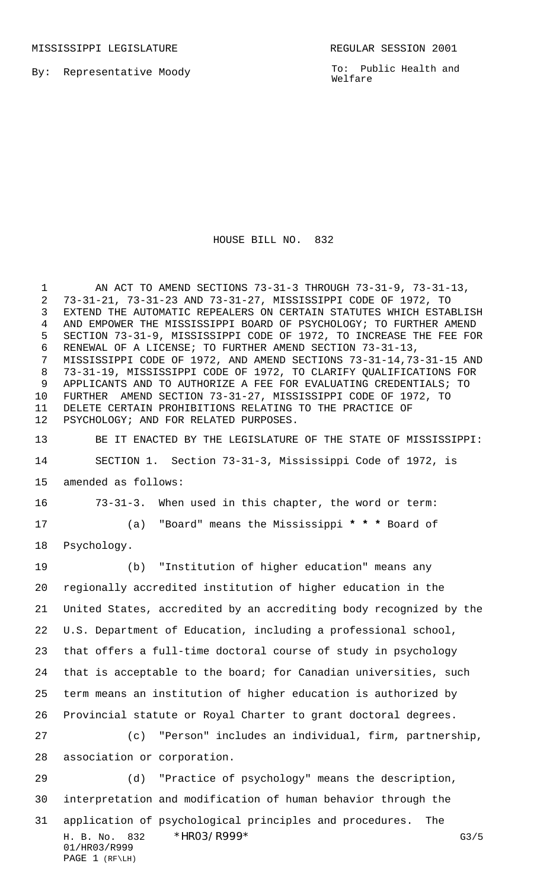MISSISSIPPI LEGISLATURE REGULAR SESSION 2001

By: Representative Moody

To: Public Health and Welfare

# HOUSE BILL NO. 832

AN ACT TO AMEND SECTIONS 73-31-3 THROUGH 73-31-9, 73-31-13, 73-31-21, 73-31-23 AND 73-31-27, MISSISSIPPI CODE OF 1972, TO EXTEND THE AUTOMATIC REPEALERS ON CERTAIN STATUTES WHICH ESTABLISH AND EMPOWER THE MISSISSIPPI BOARD OF PSYCHOLOGY; TO FURTHER AMEND SECTION 73-31-9, MISSISSIPPI CODE OF 1972, TO INCREASE THE FEE FOR RENEWAL OF A LICENSE; TO FURTHER AMEND SECTION 73-31-13, MISSISSIPPI CODE OF 1972, AND AMEND SECTIONS 73-31-14,73-31-15 AND 73-31-19, MISSISSIPPI CODE OF 1972, TO CLARIFY QUALIFICATIONS FOR APPLICANTS AND TO AUTHORIZE A FEE FOR EVALUATING CREDENTIALS; TO FURTHER AMEND SECTION 73-31-27, MISSISSIPPI CODE OF 1972, TO DELETE CERTAIN PROHIBITIONS RELATING TO THE PRACTICE OF PSYCHOLOGY; AND FOR RELATED PURPOSES.

BE IT ENACTED BY THE LEGISLATURE OF THE STATE OF MISSISSIPPI:

SECTION 1. Section 73-31-3, Mississippi Code of 1972, is amended as follows:

73-31-3. When used in this chapter, the word or term:

(a) "Board" means the Mississippi **\* \* \*** Board of Psychology.

(b) "Institution of higher education" means any regionally accredited institution of higher education in the United States, accredited by an accrediting body recognized by the U.S. Department of Education, including a professional school, that offers a full-time doctoral course of study in psychology that is acceptable to the board; for Canadian universities, such term means an institution of higher education is authorized by Provincial statute or Royal Charter to grant doctoral degrees.

(c) "Person" includes an individual, firm, partnership, association or corporation.

(d) "Practice of psychology" means the description, interpretation and modification of human behavior through the application of psychological principles and procedures. The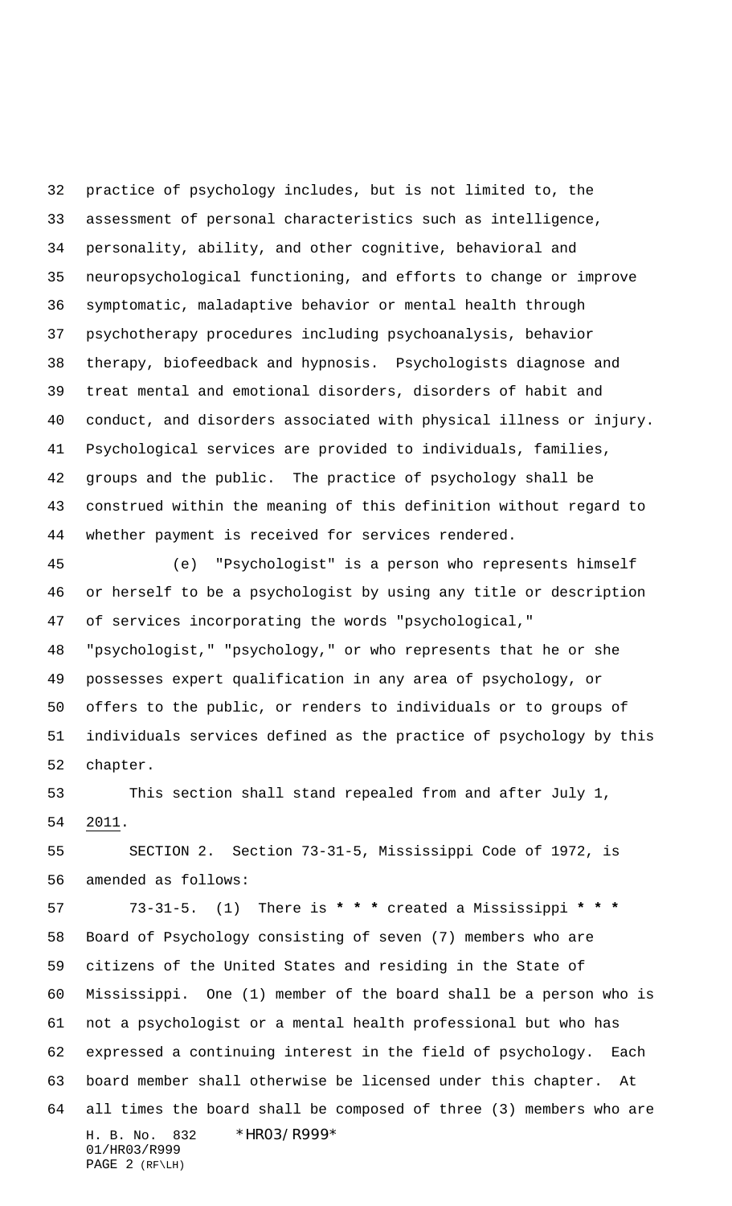practice of psychology includes, but is not limited to, the assessment of personal characteristics such as intelligence, personality, ability, and other cognitive, behavioral and neuropsychological functioning, and efforts to change or improve symptomatic, maladaptive behavior or mental health through psychotherapy procedures including psychoanalysis, behavior therapy, biofeedback and hypnosis. Psychologists diagnose and treat mental and emotional disorders, disorders of habit and conduct, and disorders associated with physical illness or injury. Psychological services are provided to individuals, families, groups and the public. The practice of psychology shall be construed within the meaning of this definition without regard to whether payment is received for services rendered.

(e) "Psychologist" is a person who represents himself or herself to be a psychologist by using any title or description of services incorporating the words "psychological," "psychologist," "psychology," or who represents that he or she possesses expert qualification in any area of psychology, or offers to the public, or renders to individuals or to groups of individuals services defined as the practice of psychology by this chapter.

This section shall stand repealed from and after July 1, 2011.

SECTION 2. Section 73-31-5, Mississippi Code of 1972, is amended as follows:

73-31-5. (1) There is **\* \* \*** created a Mississippi **\* \* \*** Board of Psychology consisting of seven (7) members who are citizens of the United States and residing in the State of Mississippi. One (1) member of the board shall be a person who is not a psychologist or a mental health professional but who has expressed a continuing interest in the field of psychology. Each board member shall otherwise be licensed under this chapter. At all times the board shall be composed of three (3) members who are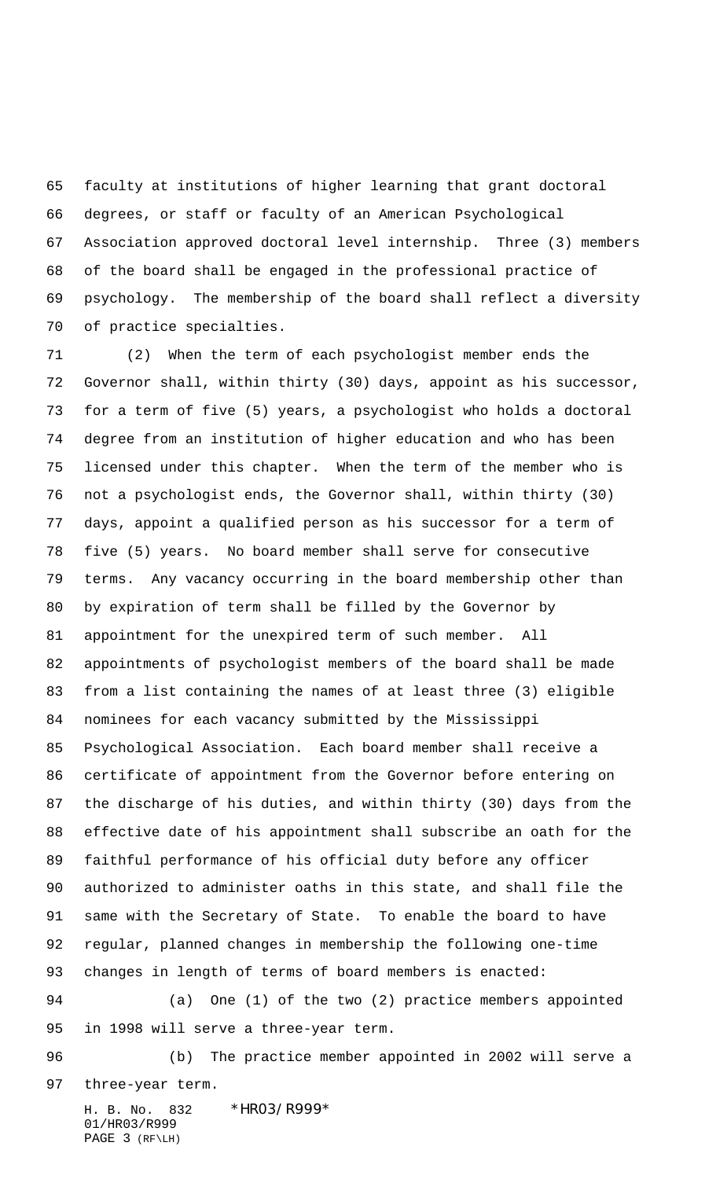faculty at institutions of higher learning that grant doctoral degrees, or staff or faculty of an American Psychological Association approved doctoral level internship. Three (3) members of the board shall be engaged in the professional practice of psychology. The membership of the board shall reflect a diversity of practice specialties.

(2) When the term of each psychologist member ends the Governor shall, within thirty (30) days, appoint as his successor, for a term of five (5) years, a psychologist who holds a doctoral degree from an institution of higher education and who has been licensed under this chapter. When the term of the member who is not a psychologist ends, the Governor shall, within thirty (30) days, appoint a qualified person as his successor for a term of five (5) years. No board member shall serve for consecutive terms. Any vacancy occurring in the board membership other than by expiration of term shall be filled by the Governor by appointment for the unexpired term of such member. All appointments of psychologist members of the board shall be made from a list containing the names of at least three (3) eligible nominees for each vacancy submitted by the Mississippi Psychological Association. Each board member shall receive a certificate of appointment from the Governor before entering on the discharge of his duties, and within thirty (30) days from the effective date of his appointment shall subscribe an oath for the faithful performance of his official duty before any officer authorized to administer oaths in this state, and shall file the same with the Secretary of State. To enable the board to have regular, planned changes in membership the following one-time changes in length of terms of board members is enacted:

(a) One (1) of the two (2) practice members appointed in 1998 will serve a three-year term.

(b) The practice member appointed in 2002 will serve a three-year term.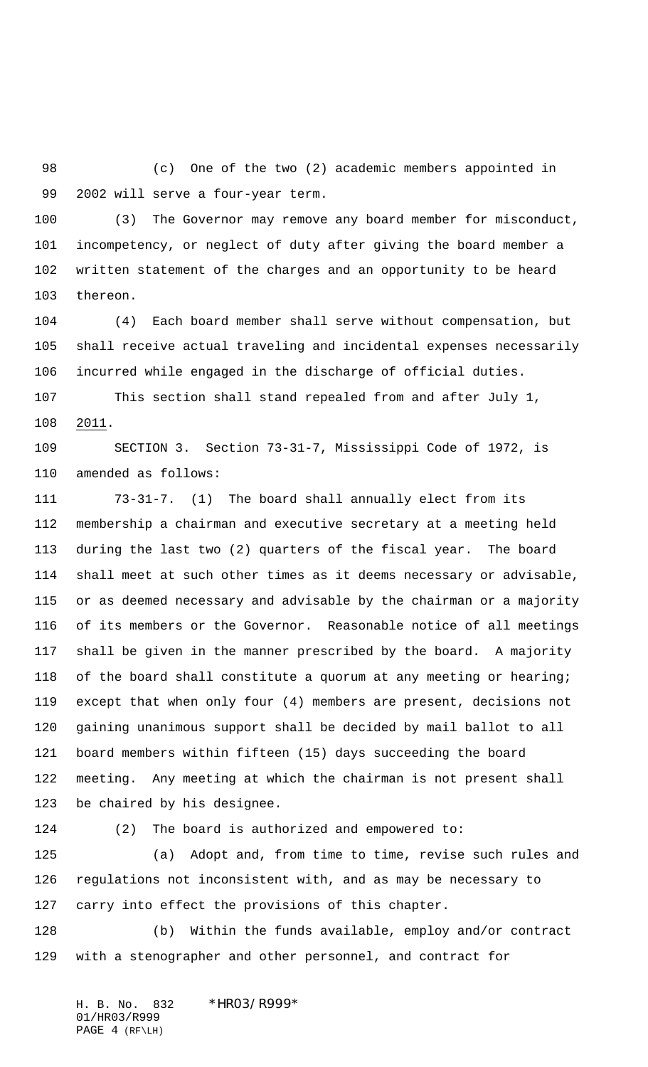(c) One of the two (2) academic members appointed in 2002 will serve a four-year term.

(3) The Governor may remove any board member for misconduct, incompetency, or neglect of duty after giving the board member a written statement of the charges and an opportunity to be heard thereon.

(4) Each board member shall serve without compensation, but shall receive actual traveling and incidental expenses necessarily incurred while engaged in the discharge of official duties.

This section shall stand repealed from and after July 1, 2011.

SECTION 3. Section 73-31-7, Mississippi Code of 1972, is amended as follows:

73-31-7. (1) The board shall annually elect from its membership a chairman and executive secretary at a meeting held during the last two (2) quarters of the fiscal year. The board shall meet at such other times as it deems necessary or advisable, or as deemed necessary and advisable by the chairman or a majority of its members or the Governor. Reasonable notice of all meetings shall be given in the manner prescribed by the board. A majority of the board shall constitute a quorum at any meeting or hearing; except that when only four (4) members are present, decisions not gaining unanimous support shall be decided by mail ballot to all board members within fifteen (15) days succeeding the board meeting. Any meeting at which the chairman is not present shall be chaired by his designee.

(2) The board is authorized and empowered to:

(a) Adopt and, from time to time, revise such rules and regulations not inconsistent with, and as may be necessary to carry into effect the provisions of this chapter.

(b) Within the funds available, employ and/or contract with a stenographer and other personnel, and contract for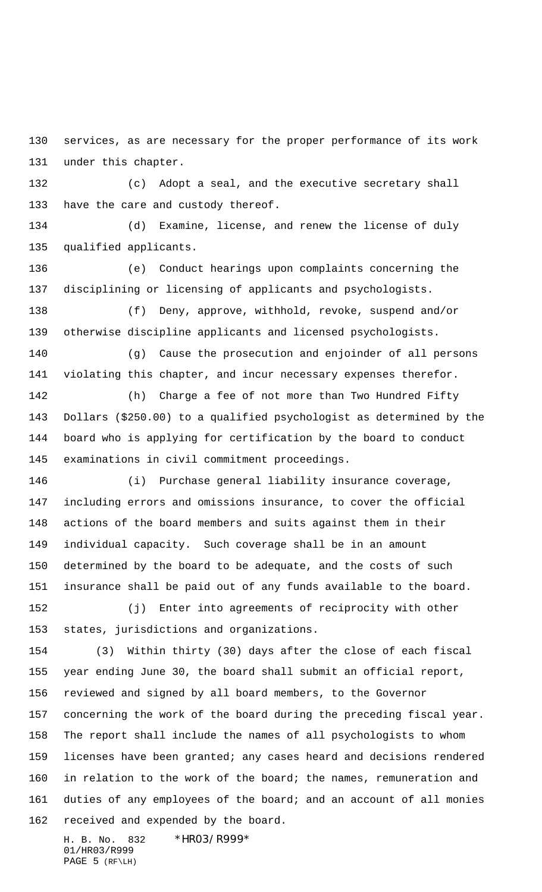services, as are necessary for the proper performance of its work under this chapter.

(c) Adopt a seal, and the executive secretary shall have the care and custody thereof.

(d) Examine, license, and renew the license of duly qualified applicants.

(e) Conduct hearings upon complaints concerning the disciplining or licensing of applicants and psychologists.

(f) Deny, approve, withhold, revoke, suspend and/or otherwise discipline applicants and licensed psychologists.

(g) Cause the prosecution and enjoinder of all persons violating this chapter, and incur necessary expenses therefor.

(h) Charge a fee of not more than Two Hundred Fifty Dollars ($250.00) to a qualified psychologist as determined by the board who is applying for certification by the board to conduct examinations in civil commitment proceedings.

(i) Purchase general liability insurance coverage, including errors and omissions insurance, to cover the official actions of the board members and suits against them in their individual capacity. Such coverage shall be in an amount determined by the board to be adequate, and the costs of such insurance shall be paid out of any funds available to the board.

(j) Enter into agreements of reciprocity with other states, jurisdictions and organizations.

(3) Within thirty (30) days after the close of each fiscal year ending June 30, the board shall submit an official report, reviewed and signed by all board members, to the Governor concerning the work of the board during the preceding fiscal year. The report shall include the names of all psychologists to whom licenses have been granted; any cases heard and decisions rendered in relation to the work of the board; the names, remuneration and duties of any employees of the board; and an account of all monies received and expended by the board.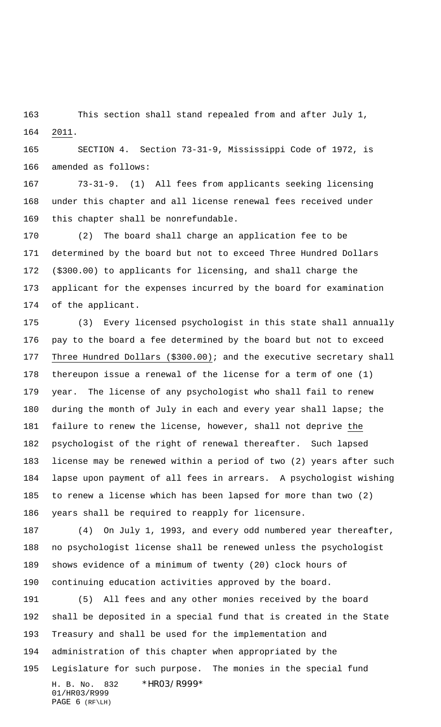This section shall stand repealed from and after July 1, 2011.

SECTION 4. Section 73-31-9, Mississippi Code of 1972, is amended as follows:

73-31-9. (1) All fees from applicants seeking licensing under this chapter and all license renewal fees received under this chapter shall be nonrefundable.

(2) The board shall charge an application fee to be determined by the board but not to exceed Three Hundred Dollars ($300.00) to applicants for licensing, and shall charge the applicant for the expenses incurred by the board for examination of the applicant.

(3) Every licensed psychologist in this state shall annually pay to the board a fee determined by the board but not to exceed Three Hundred Dollars ($300.00); and the executive secretary shall thereupon issue a renewal of the license for a term of one (1) year. The license of any psychologist who shall fail to renew during the month of July in each and every year shall lapse; the failure to renew the license, however, shall not deprive the psychologist of the right of renewal thereafter. Such lapsed license may be renewed within a period of two (2) years after such lapse upon payment of all fees in arrears. A psychologist wishing to renew a license which has been lapsed for more than two (2) years shall be required to reapply for licensure.

(4) On July 1, 1993, and every odd numbered year thereafter, no psychologist license shall be renewed unless the psychologist shows evidence of a minimum of twenty (20) clock hours of continuing education activities approved by the board.

(5) All fees and any other monies received by the board shall be deposited in a special fund that is created in the State Treasury and shall be used for the implementation and administration of this chapter when appropriated by the Legislature for such purpose. The monies in the special fund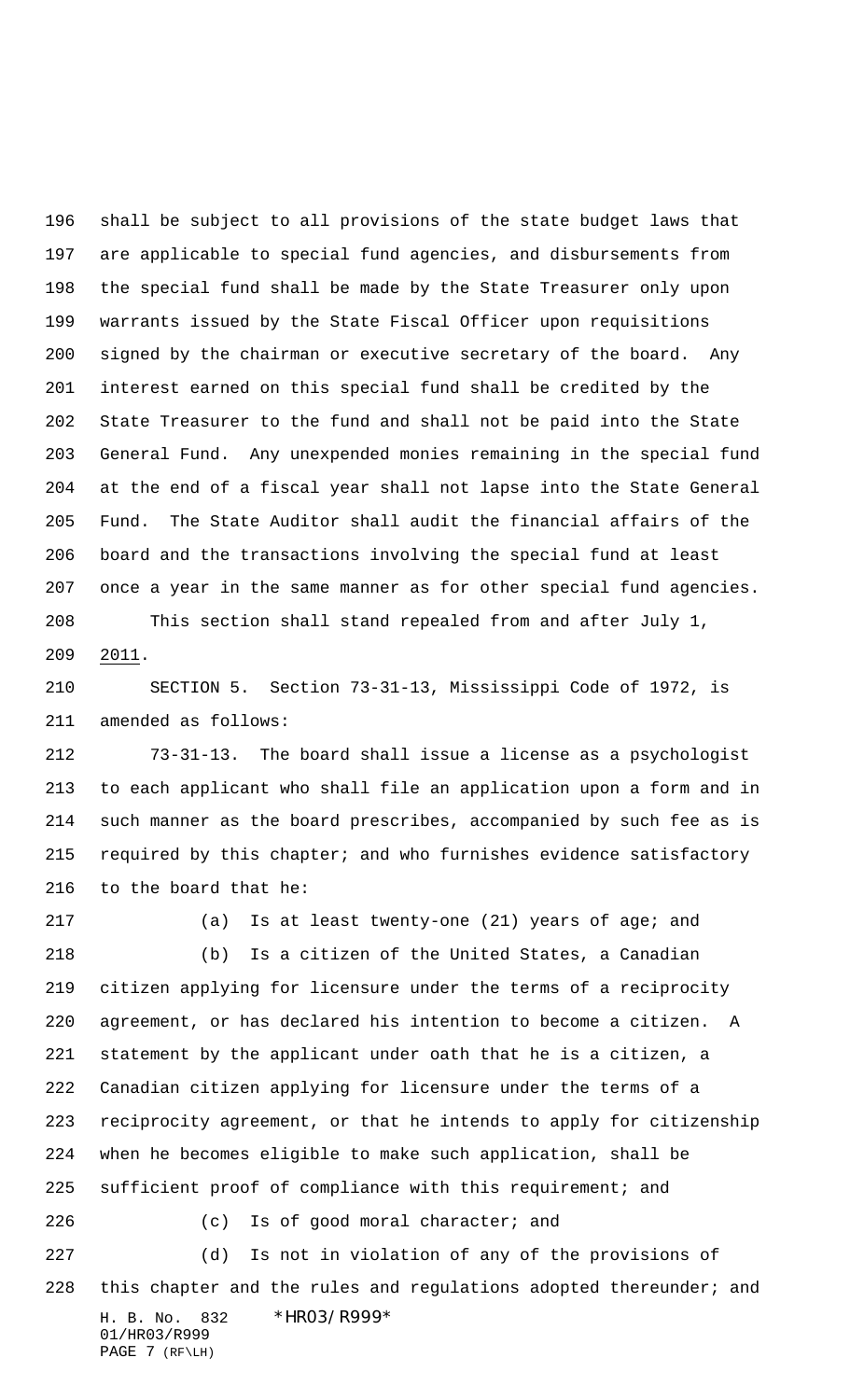shall be subject to all provisions of the state budget laws that are applicable to special fund agencies, and disbursements from the special fund shall be made by the State Treasurer only upon warrants issued by the State Fiscal Officer upon requisitions signed by the chairman or executive secretary of the board. Any interest earned on this special fund shall be credited by the State Treasurer to the fund and shall not be paid into the State General Fund. Any unexpended monies remaining in the special fund at the end of a fiscal year shall not lapse into the State General Fund. The State Auditor shall audit the financial affairs of the board and the transactions involving the special fund at least once a year in the same manner as for other special fund agencies.

This section shall stand repealed from and after July 1, 2011.

SECTION 5. Section 73-31-13, Mississippi Code of 1972, is amended as follows:

73-31-13. The board shall issue a license as a psychologist to each applicant who shall file an application upon a form and in such manner as the board prescribes, accompanied by such fee as is required by this chapter; and who furnishes evidence satisfactory to the board that he:

(a) Is at least twenty-one (21) years of age; and

(b) Is a citizen of the United States, a Canadian citizen applying for licensure under the terms of a reciprocity agreement, or has declared his intention to become a citizen. A statement by the applicant under oath that he is a citizen, a Canadian citizen applying for licensure under the terms of a reciprocity agreement, or that he intends to apply for citizenship when he becomes eligible to make such application, shall be sufficient proof of compliance with this requirement; and

(c) Is of good moral character; and

(d) Is not in violation of any of the provisions of this chapter and the rules and regulations adopted thereunder; and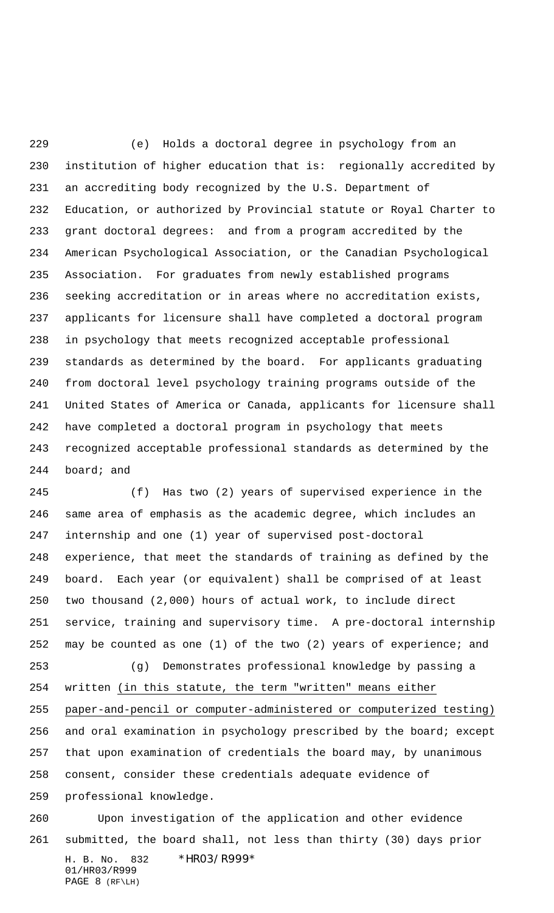(e) Holds a doctoral degree in psychology from an institution of higher education that is: regionally accredited by an accrediting body recognized by the U.S. Department of Education, or authorized by Provincial statute or Royal Charter to grant doctoral degrees: and from a program accredited by the American Psychological Association, or the Canadian Psychological Association. For graduates from newly established programs seeking accreditation or in areas where no accreditation exists, applicants for licensure shall have completed a doctoral program in psychology that meets recognized acceptable professional standards as determined by the board. For applicants graduating from doctoral level psychology training programs outside of the United States of America or Canada, applicants for licensure shall have completed a doctoral program in psychology that meets recognized acceptable professional standards as determined by the board; and

(f) Has two (2) years of supervised experience in the same area of emphasis as the academic degree, which includes an internship and one (1) year of supervised post-doctoral experience, that meet the standards of training as defined by the board. Each year (or equivalent) shall be comprised of at least two thousand (2,000) hours of actual work, to include direct service, training and supervisory time. A pre-doctoral internship may be counted as one (1) of the two (2) years of experience; and

(g) Demonstrates professional knowledge by passing a written <u>(in this statute, the term "written" means either paper-and-pencil or computer-administered or computerized testing)</u> and oral examination in psychology prescribed by the board; except that upon examination of credentials the board may, by unanimous consent, consider these credentials adequate evidence of professional knowledge.

Upon investigation of the application and other evidence submitted, the board shall, not less than thirty (30) days prior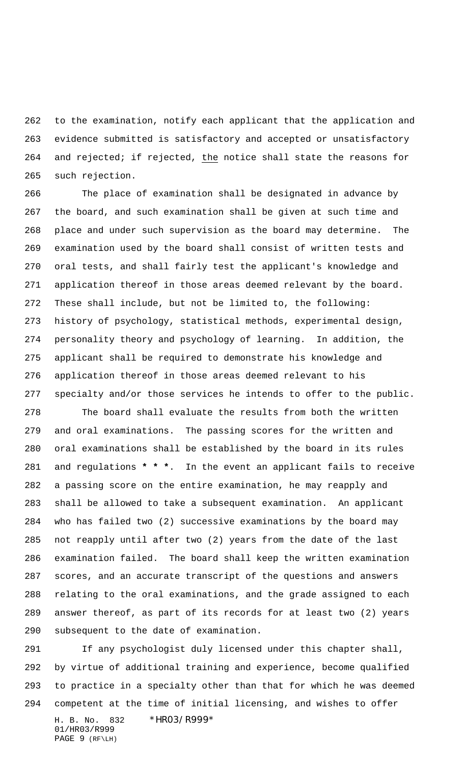to the examination, notify each applicant that the application and evidence submitted is satisfactory and accepted or unsatisfactory and rejected; if rejected, <u>the</u> notice shall state the reasons for such rejection.

The place of examination shall be designated in advance by the board, and such examination shall be given at such time and place and under such supervision as the board may determine. The examination used by the board shall consist of written tests and oral tests, and shall fairly test the applicant's knowledge and application thereof in those areas deemed relevant by the board. These shall include, but not be limited to, the following: history of psychology, statistical methods, experimental design, personality theory and psychology of learning. In addition, the applicant shall be required to demonstrate his knowledge and application thereof in those areas deemed relevant to his specialty and/or those services he intends to offer to the public.

The board shall evaluate the results from both the written and oral examinations. The passing scores for the written and oral examinations shall be established by the board in its rules and regulations **\* \* \***. In the event an applicant fails to receive a passing score on the entire examination, he may reapply and shall be allowed to take a subsequent examination. An applicant who has failed two (2) successive examinations by the board may not reapply until after two (2) years from the date of the last examination failed. The board shall keep the written examination scores, and an accurate transcript of the questions and answers relating to the oral examinations, and the grade assigned to each answer thereof, as part of its records for at least two (2) years subsequent to the date of examination.

If any psychologist duly licensed under this chapter shall, by virtue of additional training and experience, become qualified to practice in a specialty other than that for which he was deemed competent at the time of initial licensing, and wishes to offer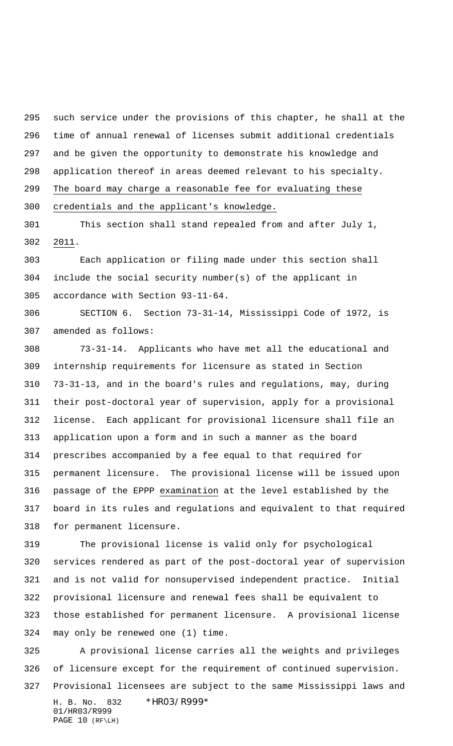such service under the provisions of this chapter, he shall at the time of annual renewal of licenses submit additional credentials and be given the opportunity to demonstrate his knowledge and application thereof in areas deemed relevant to his specialty. The board may charge a reasonable fee for evaluating these credentials and the applicant's knowledge.

This section shall stand repealed from and after July 1, 2011.

Each application or filing made under this section shall include the social security number(s) of the applicant in accordance with Section 93-11-64.

SECTION 6. Section 73-31-14, Mississippi Code of 1972, is amended as follows:

73-31-14. Applicants who have met all the educational and internship requirements for licensure as stated in Section 73-31-13, and in the board's rules and regulations, may, during their post-doctoral year of supervision, apply for a provisional license. Each applicant for provisional licensure shall file an application upon a form and in such a manner as the board prescribes accompanied by a fee equal to that required for permanent licensure. The provisional license will be issued upon passage of the EPPP examination at the level established by the board in its rules and regulations and equivalent to that required for permanent licensure.

The provisional license is valid only for psychological services rendered as part of the post-doctoral year of supervision and is not valid for nonsupervised independent practice. Initial provisional licensure and renewal fees shall be equivalent to those established for permanent licensure. A provisional license may only be renewed one (1) time.

A provisional license carries all the weights and privileges of licensure except for the requirement of continued supervision. Provisional licensees are subject to the same Mississippi laws and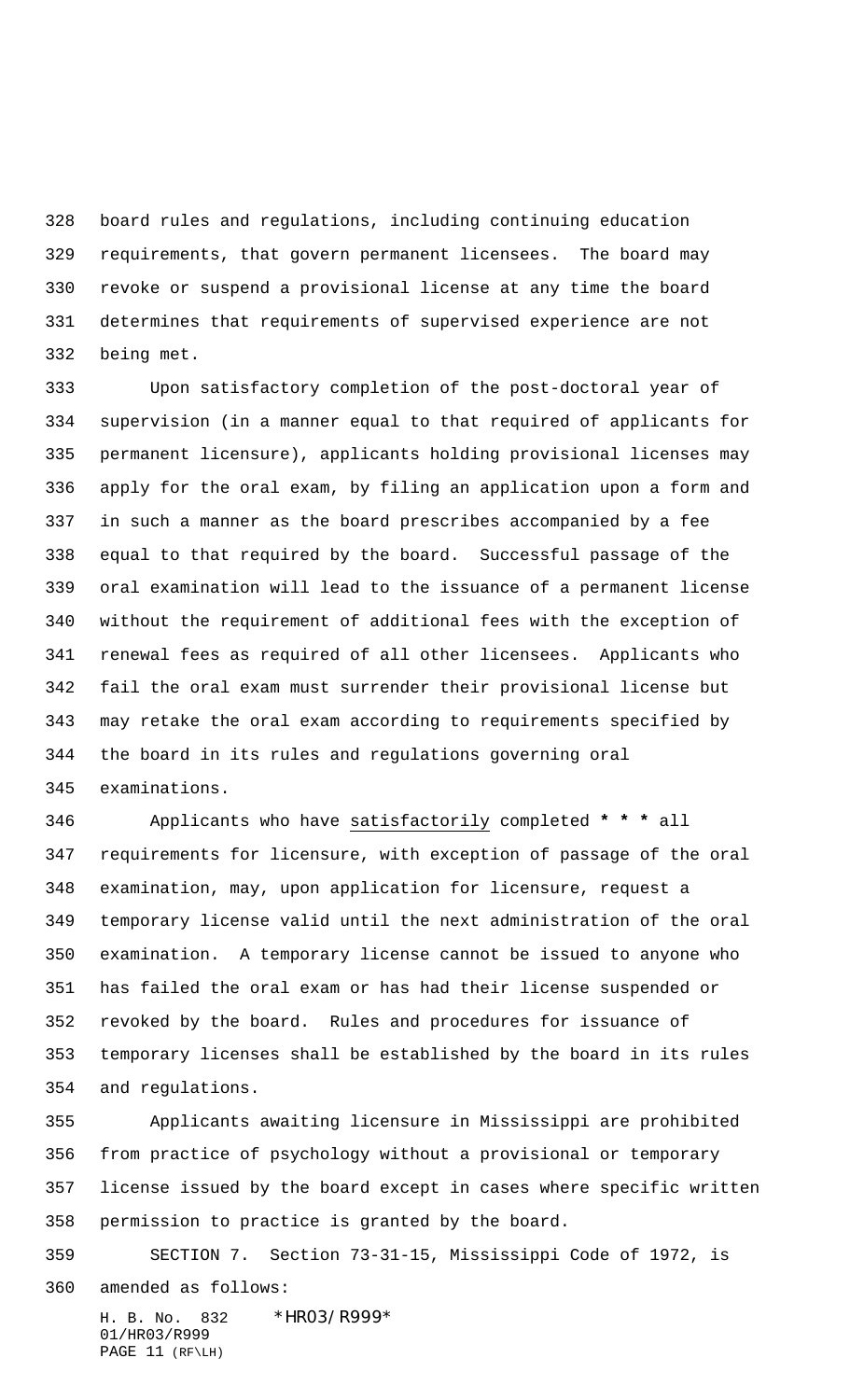board rules and regulations, including continuing education requirements, that govern permanent licensees. The board may revoke or suspend a provisional license at any time the board determines that requirements of supervised experience are not being met.

Upon satisfactory completion of the post-doctoral year of supervision (in a manner equal to that required of applicants for permanent licensure), applicants holding provisional licenses may apply for the oral exam, by filing an application upon a form and in such a manner as the board prescribes accompanied by a fee equal to that required by the board. Successful passage of the oral examination will lead to the issuance of a permanent license without the requirement of additional fees with the exception of renewal fees as required of all other licensees. Applicants who fail the oral exam must surrender their provisional license but may retake the oral exam according to requirements specified by the board in its rules and regulations governing oral examinations.

Applicants who have <u>satisfactorily</u> completed **\* \* \*** all requirements for licensure, with exception of passage of the oral examination, may, upon application for licensure, request a temporary license valid until the next administration of the oral examination. A temporary license cannot be issued to anyone who has failed the oral exam or has had their license suspended or revoked by the board. Rules and procedures for issuance of temporary licenses shall be established by the board in its rules and regulations.

Applicants awaiting licensure in Mississippi are prohibited from practice of psychology without a provisional or temporary license issued by the board except in cases where specific written permission to practice is granted by the board.

SECTION 7. Section 73-31-15, Mississippi Code of 1972, is amended as follows: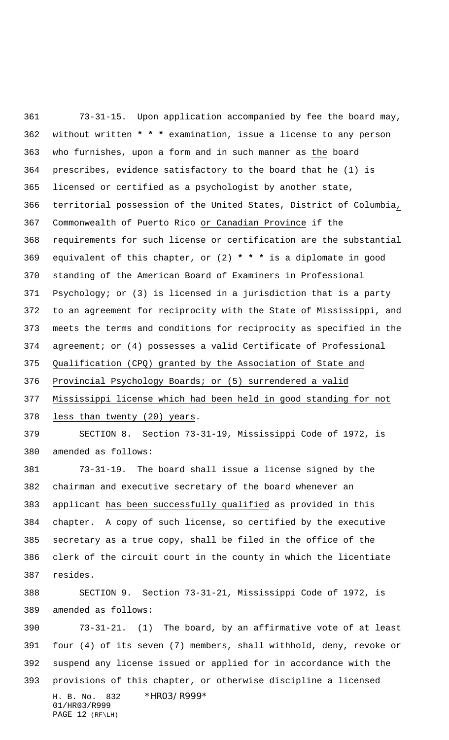73-31-15. Upon application accompanied by fee the board may, without written * * * examination, issue a license to any person who furnishes, upon a form and in such manner as the board prescribes, evidence satisfactory to the board that he (1) is licensed or certified as a psychologist by another state, territorial possession of the United States, District of Columbia, Commonwealth of Puerto Rico or Canadian Province if the requirements for such license or certification are the substantial equivalent of this chapter, or (2) * * * is a diplomate in good standing of the American Board of Examiners in Professional Psychology; or (3) is licensed in a jurisdiction that is a party to an agreement for reciprocity with the State of Mississippi, and meets the terms and conditions for reciprocity as specified in the agreement; or (4) possesses a valid Certificate of Professional Qualification (CPQ) granted by the Association of State and Provincial Psychology Boards; or (5) surrendered a valid Mississippi license which had been held in good standing for not less than twenty (20) years.

SECTION 8. Section 73-31-19, Mississippi Code of 1972, is amended as follows:

73-31-19. The board shall issue a license signed by the chairman and executive secretary of the board whenever an applicant has been successfully qualified as provided in this chapter. A copy of such license, so certified by the executive secretary as a true copy, shall be filed in the office of the clerk of the circuit court in the county in which the licentiate resides.

SECTION 9. Section 73-31-21, Mississippi Code of 1972, is amended as follows:

73-31-21. (1) The board, by an affirmative vote of at least four (4) of its seven (7) members, shall withhold, deny, revoke or suspend any license issued or applied for in accordance with the provisions of this chapter, or otherwise discipline a licensed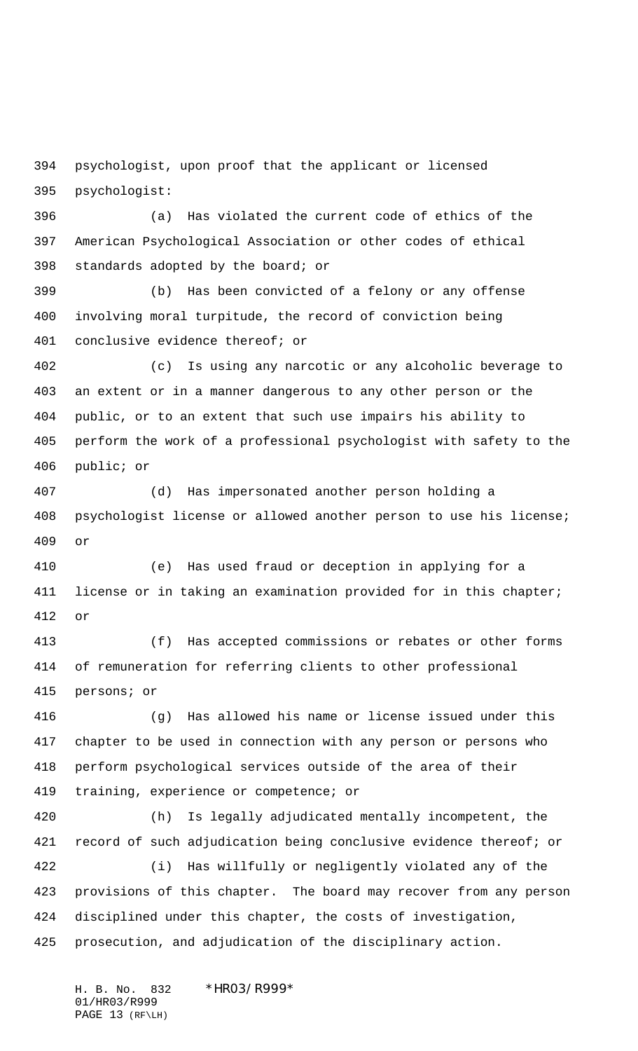psychologist, upon proof that the applicant or licensed psychologist:

(a) Has violated the current code of ethics of the American Psychological Association or other codes of ethical standards adopted by the board; or

(b) Has been convicted of a felony or any offense involving moral turpitude, the record of conviction being conclusive evidence thereof; or

(c) Is using any narcotic or any alcoholic beverage to an extent or in a manner dangerous to any other person or the public, or to an extent that such use impairs his ability to perform the work of a professional psychologist with safety to the public; or

(d) Has impersonated another person holding a psychologist license or allowed another person to use his license; or

(e) Has used fraud or deception in applying for a license or in taking an examination provided for in this chapter; or

(f) Has accepted commissions or rebates or other forms of remuneration for referring clients to other professional persons; or

(g) Has allowed his name or license issued under this chapter to be used in connection with any person or persons who perform psychological services outside of the area of their training, experience or competence; or

(h) Is legally adjudicated mentally incompetent, the record of such adjudication being conclusive evidence thereof; or

(i) Has willfully or negligently violated any of the provisions of this chapter. The board may recover from any person disciplined under this chapter, the costs of investigation, prosecution, and adjudication of the disciplinary action.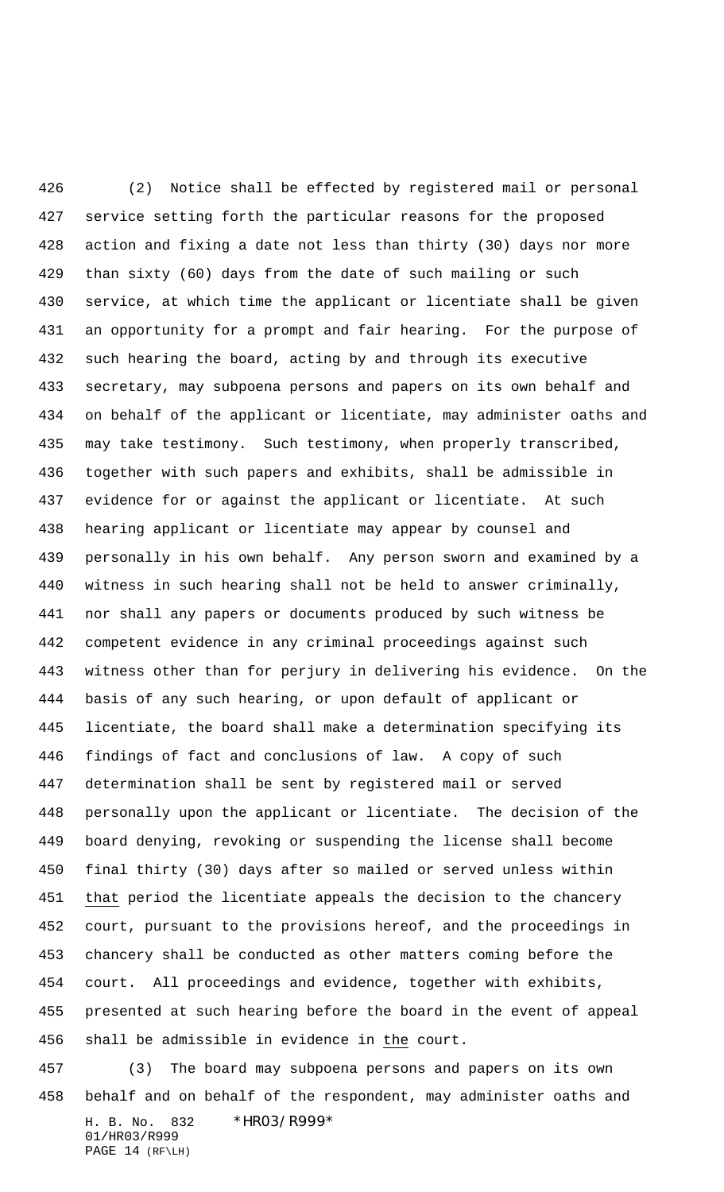(2) Notice shall be effected by registered mail or personal service setting forth the particular reasons for the proposed action and fixing a date not less than thirty (30) days nor more than sixty (60) days from the date of such mailing or such service, at which time the applicant or licentiate shall be given an opportunity for a prompt and fair hearing. For the purpose of such hearing the board, acting by and through its executive secretary, may subpoena persons and papers on its own behalf and on behalf of the applicant or licentiate, may administer oaths and may take testimony. Such testimony, when properly transcribed, together with such papers and exhibits, shall be admissible in evidence for or against the applicant or licentiate. At such hearing applicant or licentiate may appear by counsel and personally in his own behalf. Any person sworn and examined by a witness in such hearing shall not be held to answer criminally, nor shall any papers or documents produced by such witness be competent evidence in any criminal proceedings against such witness other than for perjury in delivering his evidence. On the basis of any such hearing, or upon default of applicant or licentiate, the board shall make a determination specifying its findings of fact and conclusions of law. A copy of such determination shall be sent by registered mail or served personally upon the applicant or licentiate. The decision of the board denying, revoking or suspending the license shall become final thirty (30) days after so mailed or served unless within that period the licentiate appeals the decision to the chancery court, pursuant to the provisions hereof, and the proceedings in chancery shall be conducted as other matters coming before the court. All proceedings and evidence, together with exhibits, presented at such hearing before the board in the event of appeal shall be admissible in evidence in the court.

(3) The board may subpoena persons and papers on its own behalf and on behalf of the respondent, may administer oaths and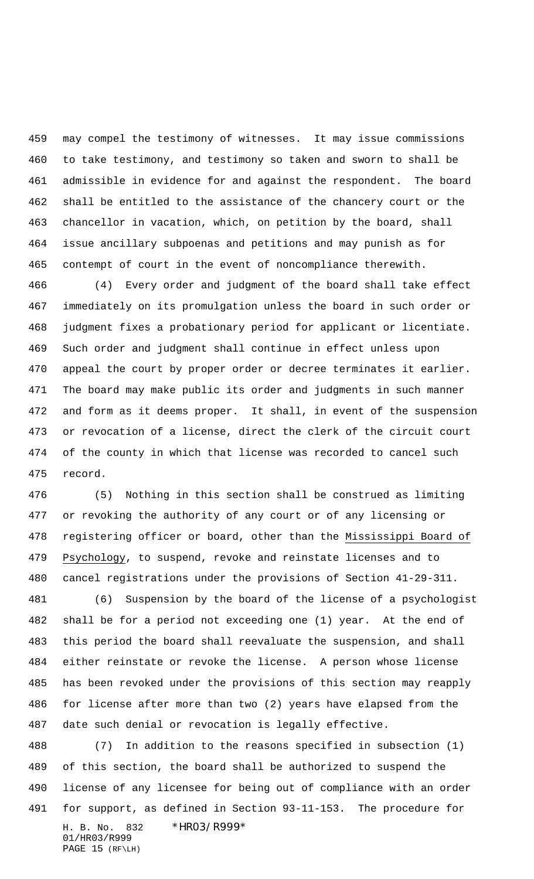may compel the testimony of witnesses. It may issue commissions to take testimony, and testimony so taken and sworn to shall be admissible in evidence for and against the respondent. The board shall be entitled to the assistance of the chancery court or the chancellor in vacation, which, on petition by the board, shall issue ancillary subpoenas and petitions and may punish as for contempt of court in the event of noncompliance therewith.

(4) Every order and judgment of the board shall take effect immediately on its promulgation unless the board in such order or judgment fixes a probationary period for applicant or licentiate. Such order and judgment shall continue in effect unless upon appeal the court by proper order or decree terminates it earlier. The board may make public its order and judgments in such manner and form as it deems proper. It shall, in event of the suspension or revocation of a license, direct the clerk of the circuit court of the county in which that license was recorded to cancel such record.

(5) Nothing in this section shall be construed as limiting or revoking the authority of any court or of any licensing or registering officer or board, other than the Mississippi Board of Psychology, to suspend, revoke and reinstate licenses and to cancel registrations under the provisions of Section 41-29-311.

(6) Suspension by the board of the license of a psychologist shall be for a period not exceeding one (1) year. At the end of this period the board shall reevaluate the suspension, and shall either reinstate or revoke the license. A person whose license has been revoked under the provisions of this section may reapply for license after more than two (2) years have elapsed from the date such denial or revocation is legally effective.

(7) In addition to the reasons specified in subsection (1) of this section, the board shall be authorized to suspend the license of any licensee for being out of compliance with an order for support, as defined in Section 93-11-153. The procedure for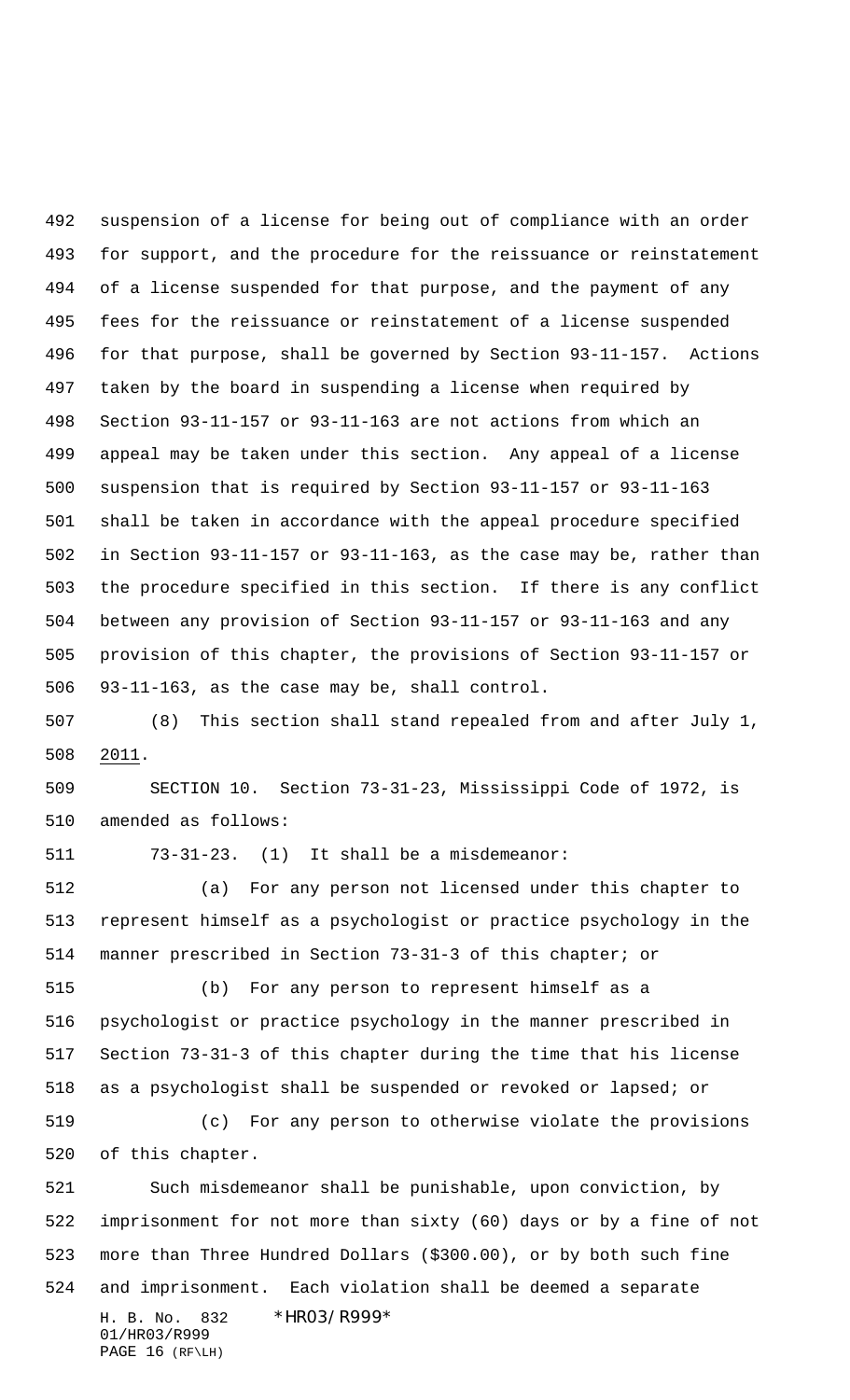suspension of a license for being out of compliance with an order for support, and the procedure for the reissuance or reinstatement of a license suspended for that purpose, and the payment of any fees for the reissuance or reinstatement of a license suspended for that purpose, shall be governed by Section 93-11-157. Actions taken by the board in suspending a license when required by Section 93-11-157 or 93-11-163 are not actions from which an appeal may be taken under this section. Any appeal of a license suspension that is required by Section 93-11-157 or 93-11-163 shall be taken in accordance with the appeal procedure specified in Section 93-11-157 or 93-11-163, as the case may be, rather than the procedure specified in this section. If there is any conflict between any provision of Section 93-11-157 or 93-11-163 and any provision of this chapter, the provisions of Section 93-11-157 or 93-11-163, as the case may be, shall control.

(8) This section shall stand repealed from and after July 1, 2011.

SECTION 10. Section 73-31-23, Mississippi Code of 1972, is amended as follows:

73-31-23. (1) It shall be a misdemeanor:

(a) For any person not licensed under this chapter to represent himself as a psychologist or practice psychology in the manner prescribed in Section 73-31-3 of this chapter; or

(b) For any person to represent himself as a psychologist or practice psychology in the manner prescribed in Section 73-31-3 of this chapter during the time that his license as a psychologist shall be suspended or revoked or lapsed; or

(c) For any person to otherwise violate the provisions of this chapter.

Such misdemeanor shall be punishable, upon conviction, by imprisonment for not more than sixty (60) days or by a fine of not more than Three Hundred Dollars ($300.00), or by both such fine and imprisonment. Each violation shall be deemed a separate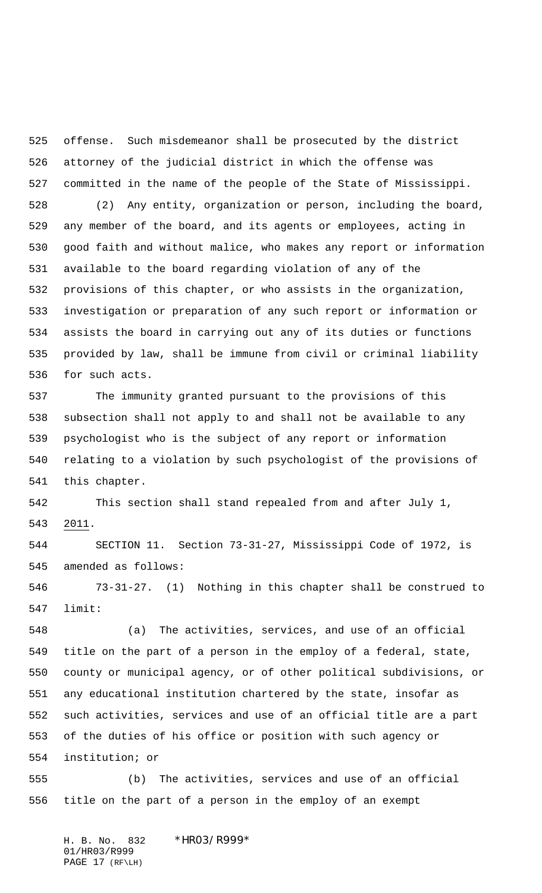offense. Such misdemeanor shall be prosecuted by the district attorney of the judicial district in which the offense was committed in the name of the people of the State of Mississippi.

(2) Any entity, organization or person, including the board, any member of the board, and its agents or employees, acting in good faith and without malice, who makes any report or information available to the board regarding violation of any of the provisions of this chapter, or who assists in the organization, investigation or preparation of any such report or information or assists the board in carrying out any of its duties or functions provided by law, shall be immune from civil or criminal liability for such acts.

The immunity granted pursuant to the provisions of this subsection shall not apply to and shall not be available to any psychologist who is the subject of any report or information relating to a violation by such psychologist of the provisions of this chapter.

This section shall stand repealed from and after July 1, 2011.

SECTION 11. Section 73-31-27, Mississippi Code of 1972, is amended as follows:

73-31-27. (1) Nothing in this chapter shall be construed to limit:

(a) The activities, services, and use of an official title on the part of a person in the employ of a federal, state, county or municipal agency, or of other political subdivisions, or any educational institution chartered by the state, insofar as such activities, services and use of an official title are a part of the duties of his office or position with such agency or institution; or

(b) The activities, services and use of an official title on the part of a person in the employ of an exempt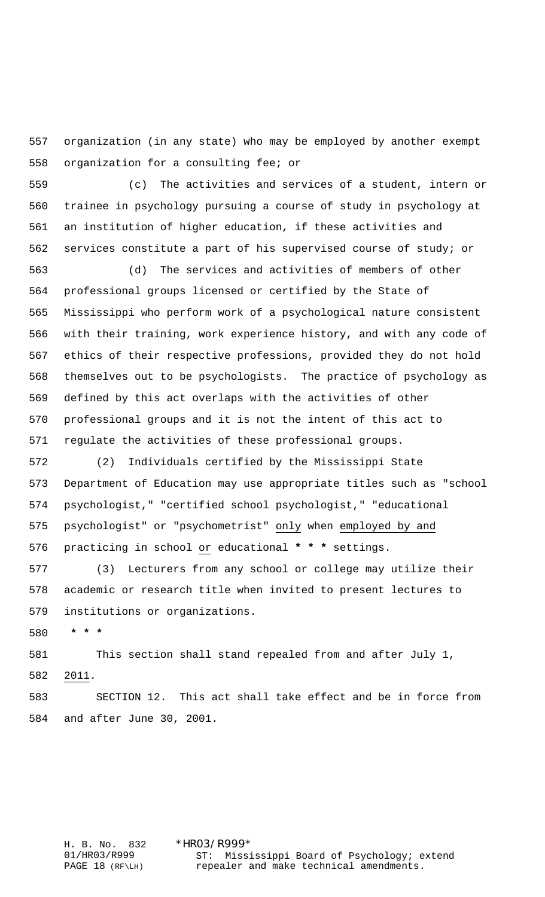organization (in any state) who may be employed by another exempt organization for a consulting fee; or

(c) The activities and services of a student, intern or trainee in psychology pursuing a course of study in psychology at an institution of higher education, if these activities and services constitute a part of his supervised course of study; or

(d) The services and activities of members of other professional groups licensed or certified by the State of Mississippi who perform work of a psychological nature consistent with their training, work experience history, and with any code of ethics of their respective professions, provided they do not hold themselves out to be psychologists. The practice of psychology as defined by this act overlaps with the activities of other professional groups and it is not the intent of this act to regulate the activities of these professional groups.

(2) Individuals certified by the Mississippi State Department of Education may use appropriate titles such as "school psychologist," "certified school psychologist," "educational psychologist" or "psychometrist" only when employed by and practicing in school or educational **\* \* \*** settings.

(3) Lecturers from any school or college may utilize their academic or research title when invited to present lectures to institutions or organizations.

**\* \* \***

This section shall stand repealed from and after July 1, 2011.

SECTION 12. This act shall take effect and be in force from and after June 30, 2001.